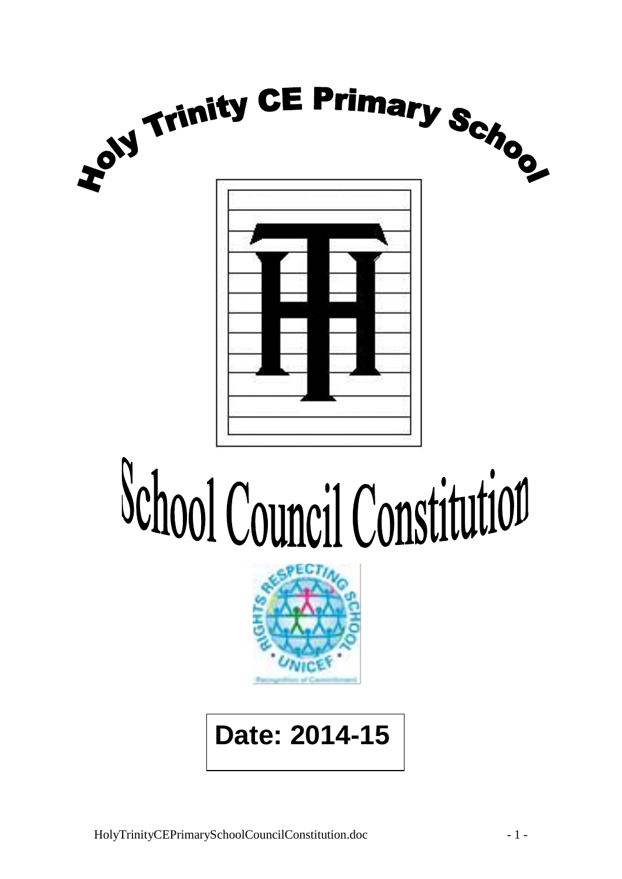# Holy Trinity CE Primary School

# School Council Constitution

**Date: 2014-15**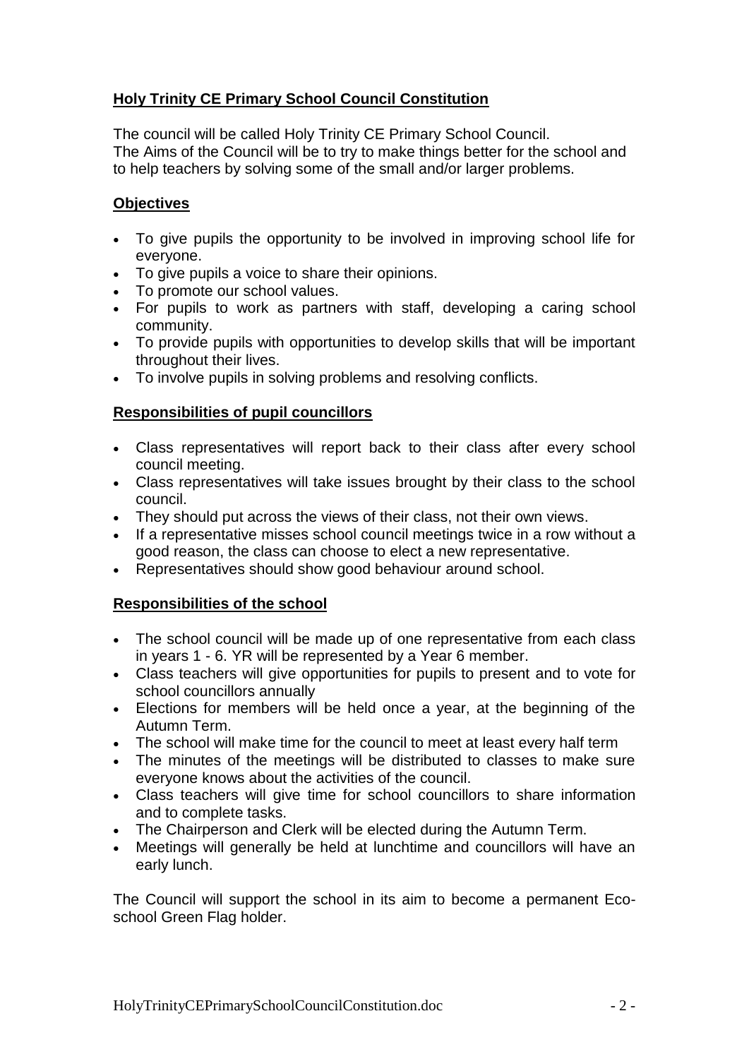## **Holy Trinity CE Primary School Council Constitution**

The council will be called Holy Trinity CE Primary School Council.
The Aims of the Council will be to try to make things better for the school and to help teachers by solving some of the small and/or larger problems.

### **Objectives**

- To give pupils the opportunity to be involved in improving school life for everyone.
- To give pupils a voice to share their opinions.
- To promote our school values.
- For pupils to work as partners with staff, developing a caring school community.
- To provide pupils with opportunities to develop skills that will be important throughout their lives.
- To involve pupils in solving problems and resolving conflicts.

### **Responsibilities of pupil councillors**

- Class representatives will report back to their class after every school council meeting.
- Class representatives will take issues brought by their class to the school council.
- They should put across the views of their class, not their own views.
- If a representative misses school council meetings twice in a row without a good reason, the class can choose to elect a new representative.
- Representatives should show good behaviour around school.

### **Responsibilities of the school**

- The school council will be made up of one representative from each class in years 1 - 6. YR will be represented by a Year 6 member.
- Class teachers will give opportunities for pupils to present and to vote for school councillors annually
- Elections for members will be held once a year, at the beginning of the Autumn Term.
- The school will make time for the council to meet at least every half term
- The minutes of the meetings will be distributed to classes to make sure everyone knows about the activities of the council.
- Class teachers will give time for school councillors to share information and to complete tasks.
- The Chairperson and Clerk will be elected during the Autumn Term.
- Meetings will generally be held at lunchtime and councillors will have an early lunch.

The Council will support the school in its aim to become a permanent Eco-school Green Flag holder.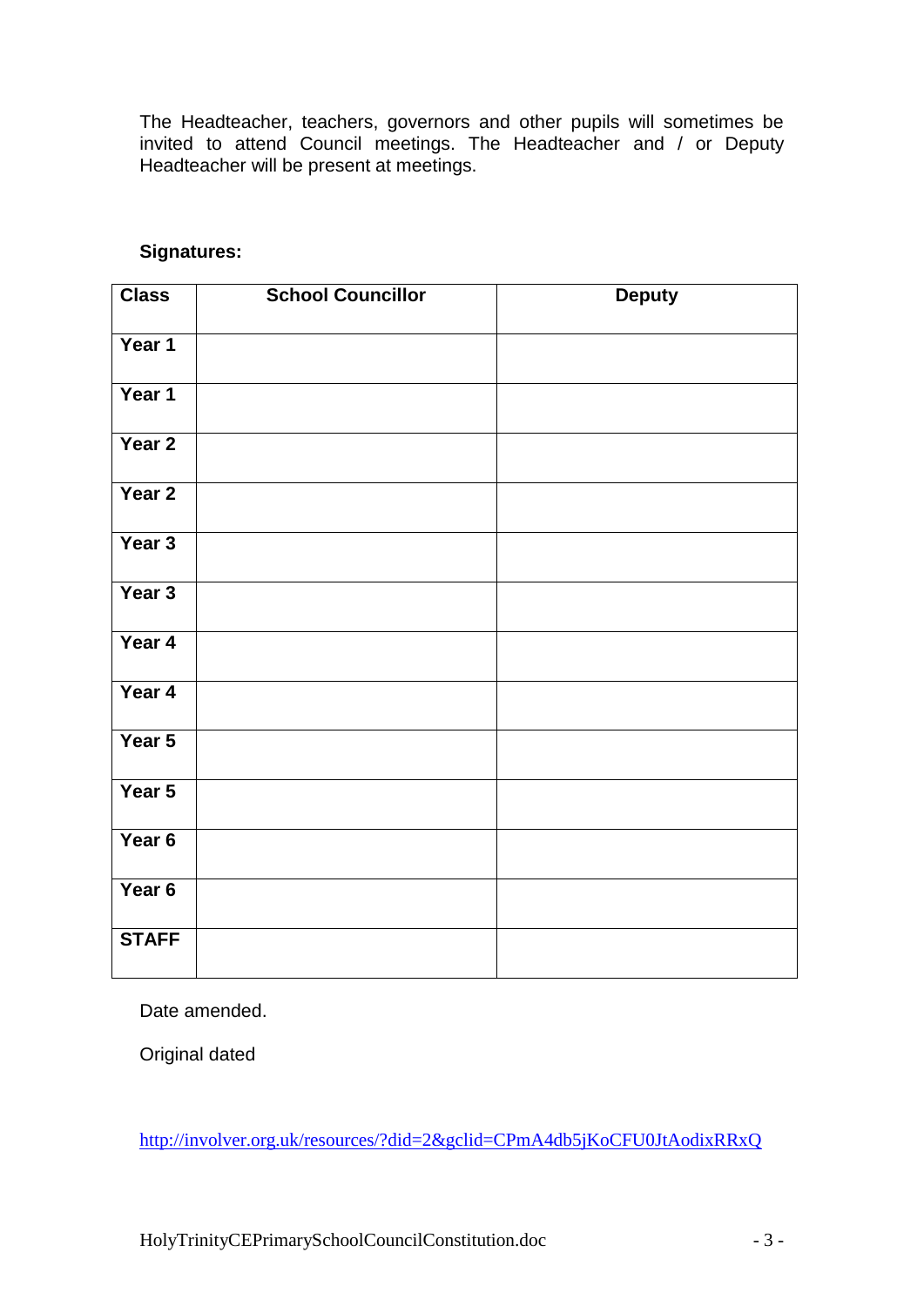The Headteacher, teachers, governors and other pupils will sometimes be invited to attend Council meetings. The Headteacher and / or Deputy Headteacher will be present at meetings.

**Signatures:**

| Class | School Councillor | Deputy |
|---|---|---|
| Year 1 | | |
| Year 1 | | |
| Year 2 | | |
| Year 2 | | |
| Year 3 | | |
| Year 3 | | |
| Year 4 | | |
| Year 4 | | |
| Year 5 | | |
| Year 5 | | |
| Year 6 | | |
| Year 6 | | |
| STAFF | | |

Date amended.

Original dated

http://involver.org.uk/resources/?did=2&gclid=CPmA4db5jKoCFU0JtAodixRRxQ

HolyTrinityCEPrimarySchoolCouncilConstitution.doc